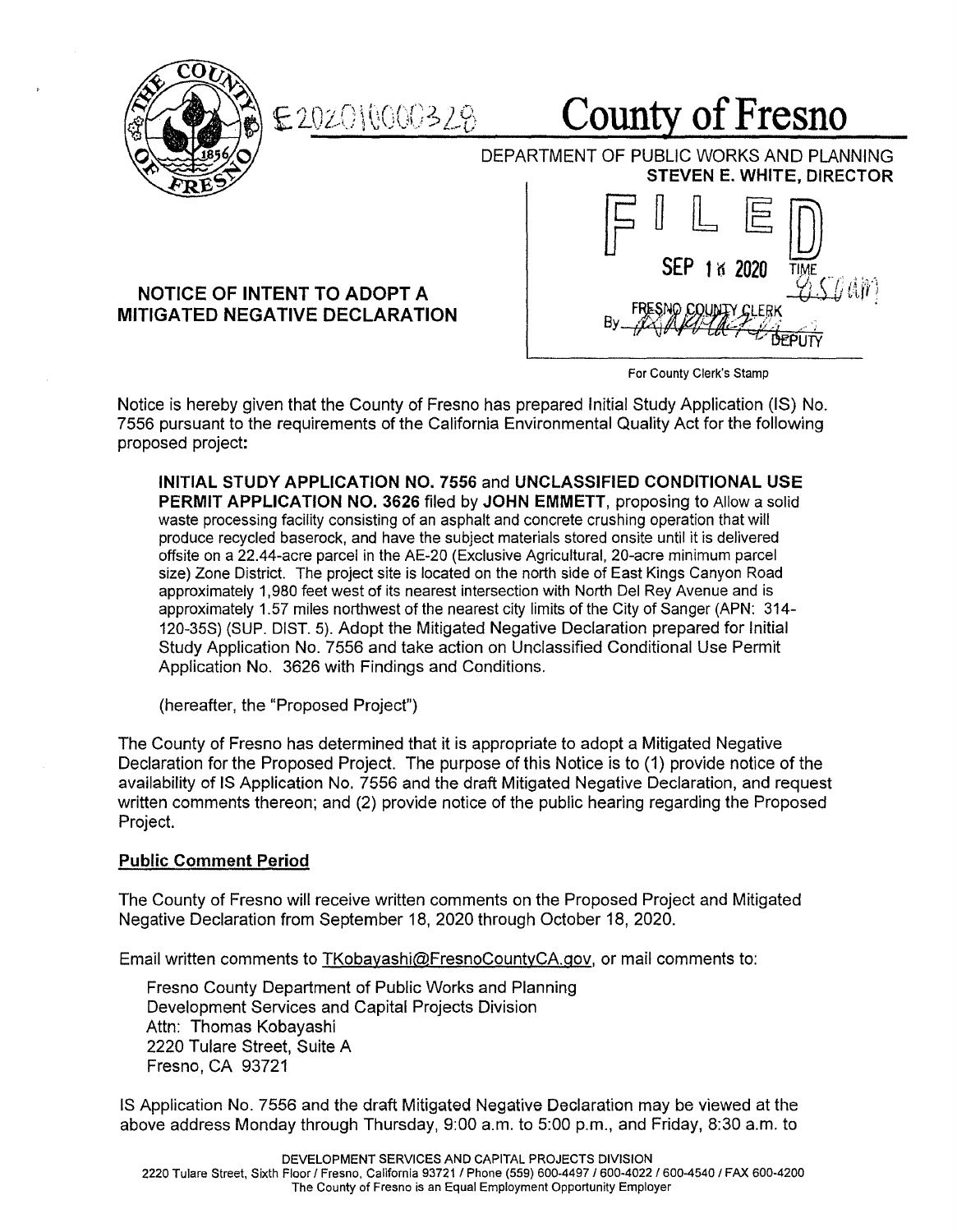E202010000328

# County of Fresno

DEPARTMENT OF PUBLIC WORKS AND PLANNING
**STEVEN E. WHITE, DIRECTOR**

FILED
SEP 18 2020 TIME 8:50 am
FRESNO COUNTY CLERK
By ________ DEPUTY

For County Clerk's Stamp

## NOTICE OF INTENT TO ADOPT A MITIGATED NEGATIVE DECLARATION

Notice is hereby given that the County of Fresno has prepared Initial Study Application (IS) No. 7556 pursuant to the requirements of the California Environmental Quality Act for the following proposed project:

> **INITIAL STUDY APPLICATION NO. 7556** and **UNCLASSIFIED CONDITIONAL USE PERMIT APPLICATION NO. 3626** filed by **JOHN EMMETT**, proposing to Allow a solid waste processing facility consisting of an asphalt and concrete crushing operation that will produce recycled baserock, and have the subject materials stored onsite until it is delivered offsite on a 22.44-acre parcel in the AE-20 (Exclusive Agricultural, 20-acre minimum parcel size) Zone District. The project site is located on the north side of East Kings Canyon Road approximately 1,980 feet west of its nearest intersection with North Del Rey Avenue and is approximately 1.57 miles northwest of the nearest city limits of the City of Sanger (APN: 314-120-35S) (SUP. DIST. 5). Adopt the Mitigated Negative Declaration prepared for Initial Study Application No. 7556 and take action on Unclassified Conditional Use Permit Application No. 3626 with Findings and Conditions.
>
> (hereafter, the "Proposed Project")

The County of Fresno has determined that it is appropriate to adopt a Mitigated Negative Declaration for the Proposed Project. The purpose of this Notice is to (1) provide notice of the availability of IS Application No. 7556 and the draft Mitigated Negative Declaration, and request written comments thereon; and (2) provide notice of the public hearing regarding the Proposed Project.

### Public Comment Period

The County of Fresno will receive written comments on the Proposed Project and Mitigated Negative Declaration from September 18, 2020 through October 18, 2020.

Email written comments to TKobayashi@FresnoCountyCA.gov, or mail comments to:

Fresno County Department of Public Works and Planning
Development Services and Capital Projects Division
Attn: Thomas Kobayashi
2220 Tulare Street, Suite A
Fresno, CA 93721

IS Application No. 7556 and the draft Mitigated Negative Declaration may be viewed at the above address Monday through Thursday, 9:00 a.m. to 5:00 p.m., and Friday, 8:30 a.m. to

DEVELOPMENT SERVICES AND CAPITAL PROJECTS DIVISION
2220 Tulare Street, Sixth Floor / Fresno, California 93721 / Phone (559) 600-4497 / 600-4022 / 600-4540 / FAX 600-4200
The County of Fresno is an Equal Employment Opportunity Employer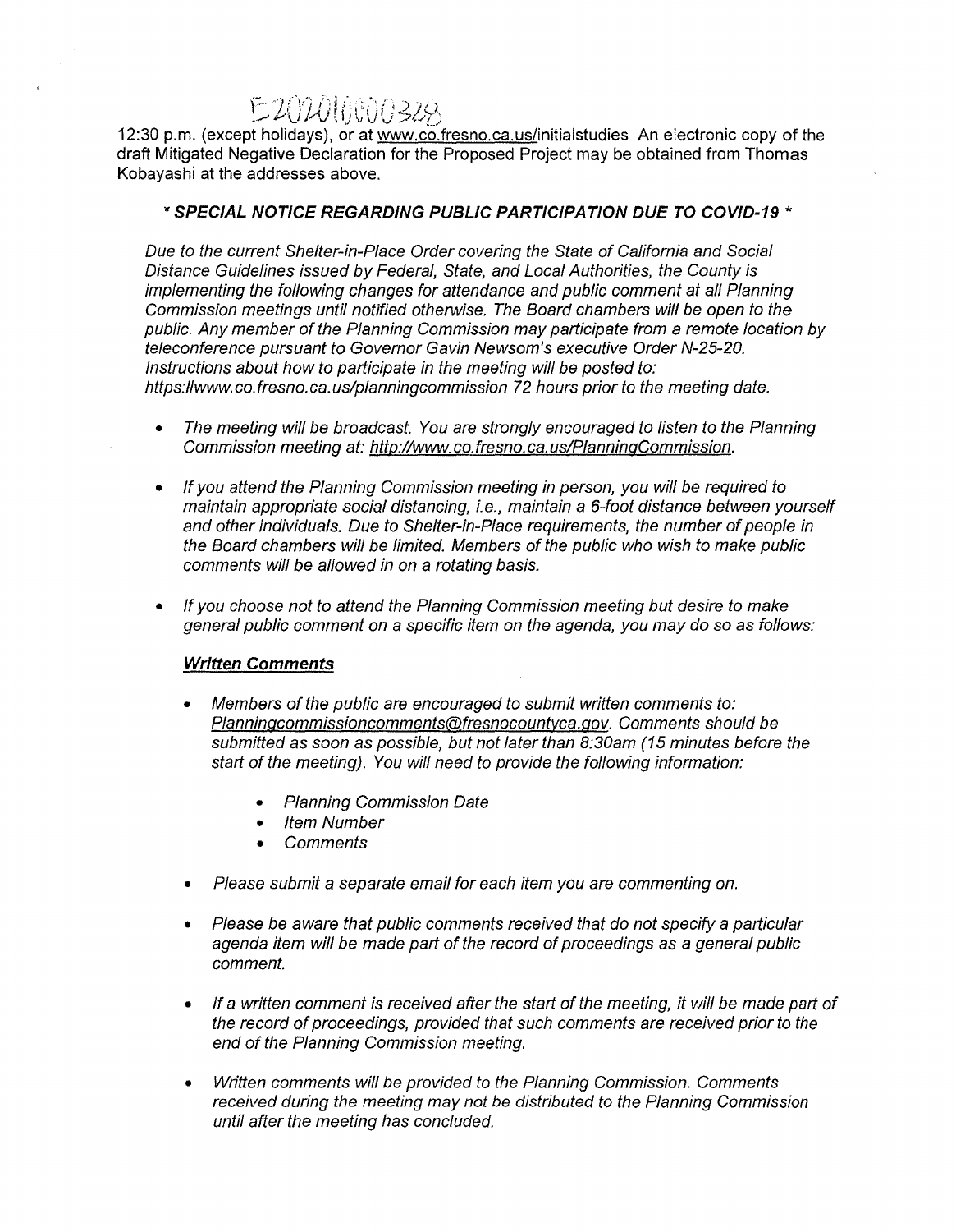E202010000328

12:30 p.m. (except holidays), or at www.co.fresno.ca.us/initialstudies An electronic copy of the draft Mitigated Negative Declaration for the Proposed Project may be obtained from Thomas Kobayashi at the addresses above.

***\* SPECIAL NOTICE REGARDING PUBLIC PARTICIPATION DUE TO COVID-19 \****

*Due to the current Shelter-in-Place Order covering the State of California and Social Distance Guidelines issued by Federal, State, and Local Authorities, the County is implementing the following changes for attendance and public comment at all Planning Commission meetings until notified otherwise. The Board chambers will be open to the public. Any member of the Planning Commission may participate from a remote location by teleconference pursuant to Governor Gavin Newsom's executive Order N-25-20. Instructions about how to participate in the meeting will be posted to: https://www.co.fresno.ca.us/planningcommission 72 hours prior to the meeting date.*

- *The meeting will be broadcast. You are strongly encouraged to listen to the Planning Commission meeting at: http://www.co.fresno.ca.us/PlanningCommission.*
- *If you attend the Planning Commission meeting in person, you will be required to maintain appropriate social distancing, i.e., maintain a 6-foot distance between yourself and other individuals. Due to Shelter-in-Place requirements, the number of people in the Board chambers will be limited. Members of the public who wish to make public comments will be allowed in on a rotating basis.*
- *If you choose not to attend the Planning Commission meeting but desire to make general public comment on a specific item on the agenda, you may do so as follows:*

***Written Comments***

- *Members of the public are encouraged to submit written comments to: Planningcommissioncomments@fresnocountyca.gov. Comments should be submitted as soon as possible, but not later than 8:30am (15 minutes before the start of the meeting). You will need to provide the following information:*
  - *Planning Commission Date*
  - *Item Number*
  - *Comments*
- *Please submit a separate email for each item you are commenting on.*
- *Please be aware that public comments received that do not specify a particular agenda item will be made part of the record of proceedings as a general public comment.*
- *If a written comment is received after the start of the meeting, it will be made part of the record of proceedings, provided that such comments are received prior to the end of the Planning Commission meeting.*
- *Written comments will be provided to the Planning Commission. Comments received during the meeting may not be distributed to the Planning Commission until after the meeting has concluded.*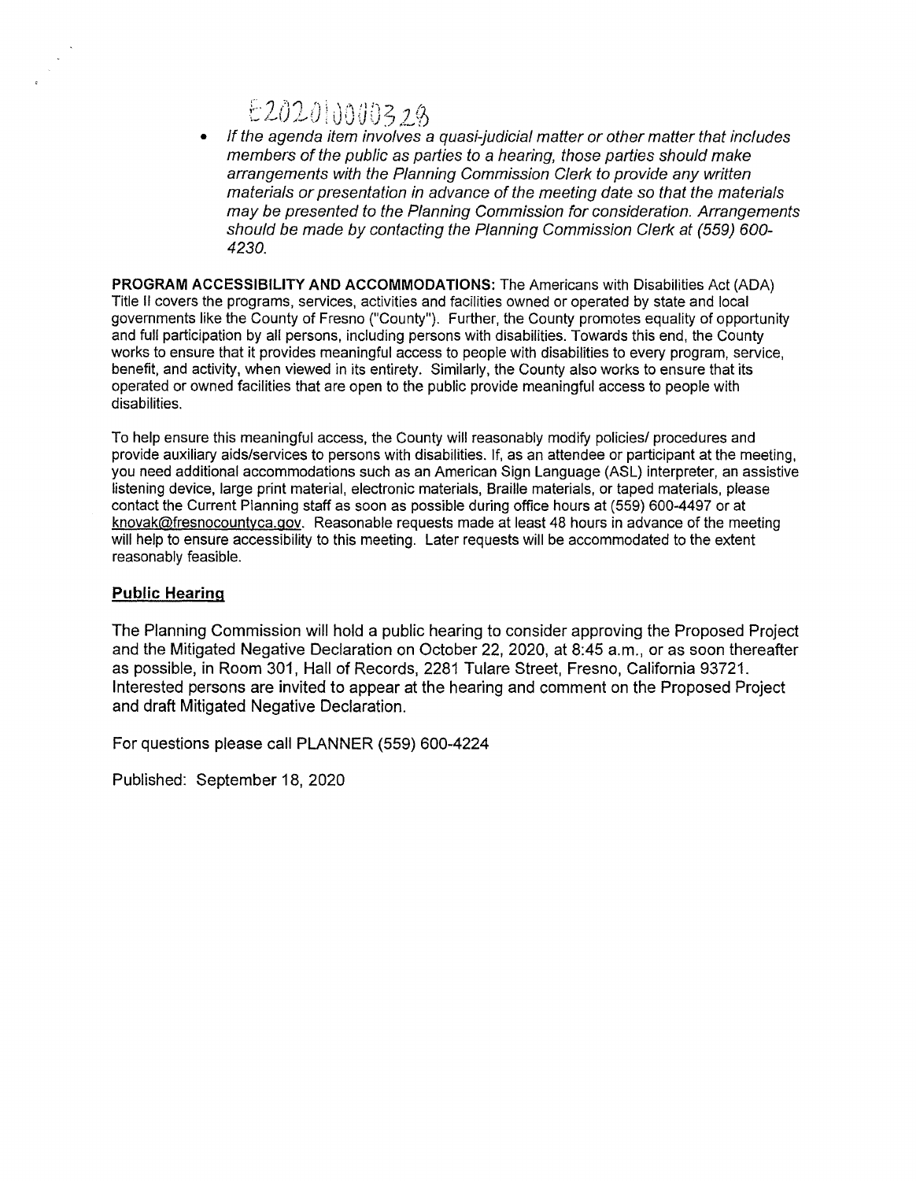E202010000328

- *If the agenda item involves a quasi-judicial matter or other matter that includes members of the public as parties to a hearing, those parties should make arrangements with the Planning Commission Clerk to provide any written materials or presentation in advance of the meeting date so that the materials may be presented to the Planning Commission for consideration. Arrangements should be made by contacting the Planning Commission Clerk at (559) 600-4230.*

**PROGRAM ACCESSIBILITY AND ACCOMMODATIONS:** The Americans with Disabilities Act (ADA) Title II covers the programs, services, activities and facilities owned or operated by state and local governments like the County of Fresno ("County"). Further, the County promotes equality of opportunity and full participation by all persons, including persons with disabilities. Towards this end, the County works to ensure that it provides meaningful access to people with disabilities to every program, service, benefit, and activity, when viewed in its entirety. Similarly, the County also works to ensure that its operated or owned facilities that are open to the public provide meaningful access to people with disabilities.

To help ensure this meaningful access, the County will reasonably modify policies/ procedures and provide auxiliary aids/services to persons with disabilities. If, as an attendee or participant at the meeting, you need additional accommodations such as an American Sign Language (ASL) interpreter, an assistive listening device, large print material, electronic materials, Braille materials, or taped materials, please contact the Current Planning staff as soon as possible during office hours at (559) 600-4497 or at knovak@fresnocountyca.gov. Reasonable requests made at least 48 hours in advance of the meeting will help to ensure accessibility to this meeting. Later requests will be accommodated to the extent reasonably feasible.

## Public Hearing

The Planning Commission will hold a public hearing to consider approving the Proposed Project and the Mitigated Negative Declaration on October 22, 2020, at 8:45 a.m., or as soon thereafter as possible, in Room 301, Hall of Records, 2281 Tulare Street, Fresno, California 93721. Interested persons are invited to appear at the hearing and comment on the Proposed Project and draft Mitigated Negative Declaration.

For questions please call PLANNER (559) 600-4224

Published: September 18, 2020